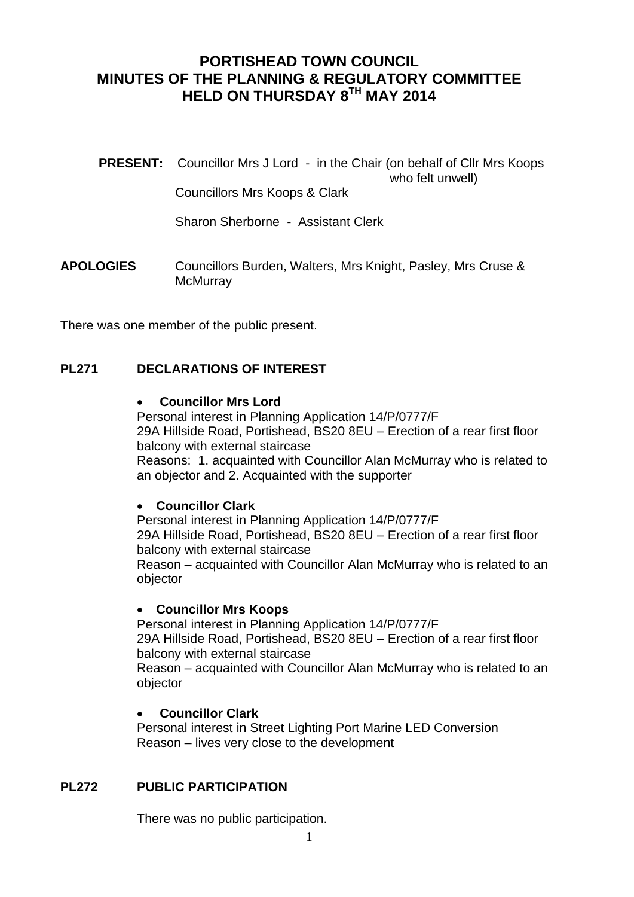# PORTISHEAD TOWN COUNCIL
# MINUTES OF THE PLANNING & REGULATORY COMMITTEE
# HELD ON THURSDAY 8TH MAY 2014

**PRESENT:** Councillor Mrs J Lord - in the Chair (on behalf of Cllr Mrs Koops who felt unwell)

Councillors Mrs Koops & Clark

Sharon Sherborne - Assistant Clerk

**APOLOGIES** Councillors Burden, Walters, Mrs Knight, Pasley, Mrs Cruse & McMurray

There was one member of the public present.

## PL271 DECLARATIONS OF INTEREST

- **Councillor Mrs Lord**

  Personal interest in Planning Application 14/P/0777/F
  29A Hillside Road, Portishead, BS20 8EU – Erection of a rear first floor balcony with external staircase
  Reasons: 1. acquainted with Councillor Alan McMurray who is related to an objector and 2. Acquainted with the supporter

- **Councillor Clark**

  Personal interest in Planning Application 14/P/0777/F
  29A Hillside Road, Portishead, BS20 8EU – Erection of a rear first floor balcony with external staircase
  Reason – acquainted with Councillor Alan McMurray who is related to an objector

- **Councillor Mrs Koops**

  Personal interest in Planning Application 14/P/0777/F
  29A Hillside Road, Portishead, BS20 8EU – Erection of a rear first floor balcony with external staircase
  Reason – acquainted with Councillor Alan McMurray who is related to an objector

- **Councillor Clark**

  Personal interest in Street Lighting Port Marine LED Conversion
  Reason – lives very close to the development

## PL272 PUBLIC PARTICIPATION

There was no public participation.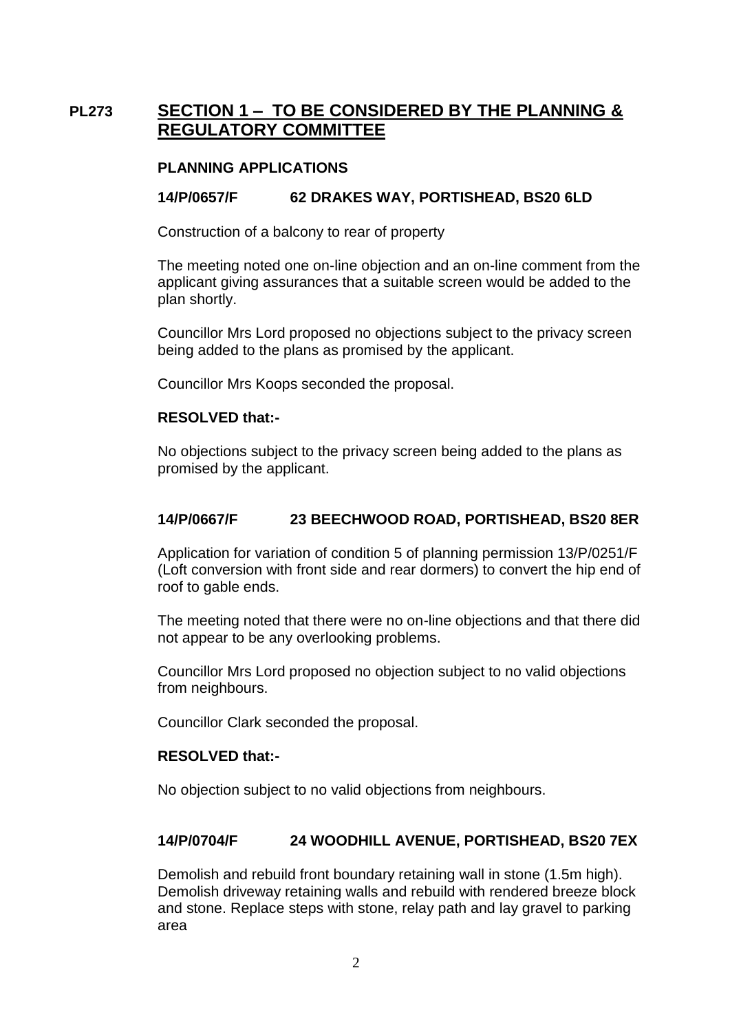## PL273 SECTION 1 – TO BE CONSIDERED BY THE PLANNING & REGULATORY COMMITTEE

### PLANNING APPLICATIONS

**14/P/0657/F 62 DRAKES WAY, PORTISHEAD, BS20 6LD**

Construction of a balcony to rear of property

The meeting noted one on-line objection and an on-line comment from the applicant giving assurances that a suitable screen would be added to the plan shortly.

Councillor Mrs Lord proposed no objections subject to the privacy screen being added to the plans as promised by the applicant.

Councillor Mrs Koops seconded the proposal.

**RESOLVED that:-**

No objections subject to the privacy screen being added to the plans as promised by the applicant.

**14/P/0667/F 23 BEECHWOOD ROAD, PORTISHEAD, BS20 8ER**

Application for variation of condition 5 of planning permission 13/P/0251/F (Loft conversion with front side and rear dormers) to convert the hip end of roof to gable ends.

The meeting noted that there were no on-line objections and that there did not appear to be any overlooking problems.

Councillor Mrs Lord proposed no objection subject to no valid objections from neighbours.

Councillor Clark seconded the proposal.

**RESOLVED that:-**

No objection subject to no valid objections from neighbours.

**14/P/0704/F 24 WOODHILL AVENUE, PORTISHEAD, BS20 7EX**

Demolish and rebuild front boundary retaining wall in stone (1.5m high). Demolish driveway retaining walls and rebuild with rendered breeze block and stone. Replace steps with stone, relay path and lay gravel to parking area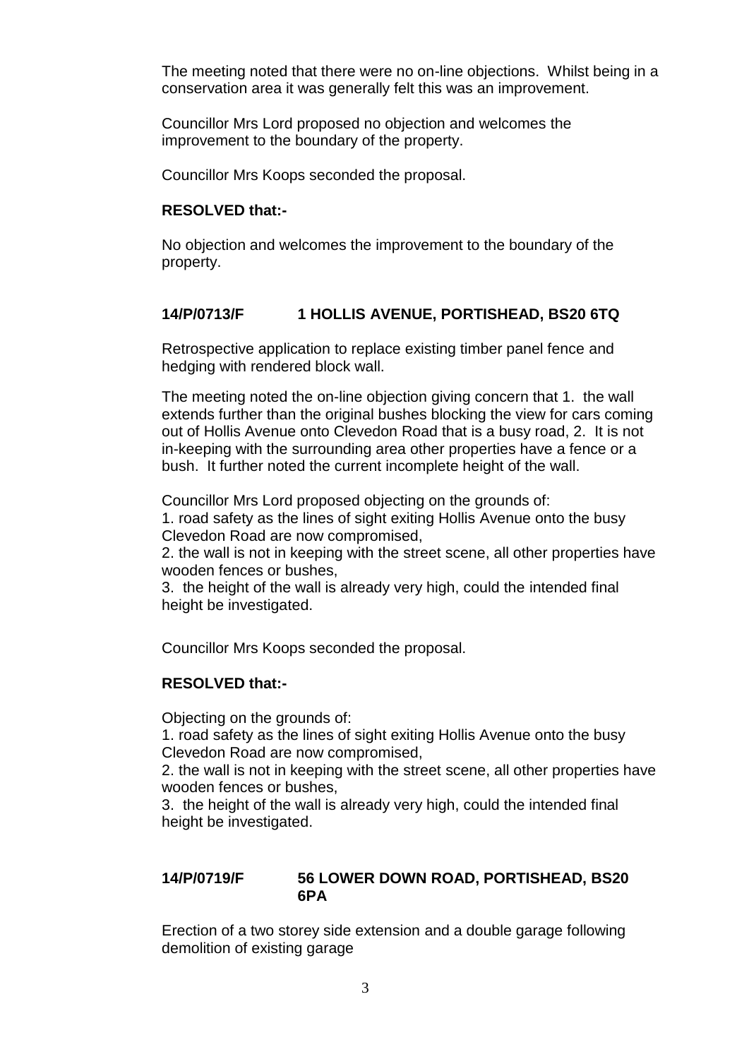The meeting noted that there were no on-line objections. Whilst being in a conservation area it was generally felt this was an improvement.

Councillor Mrs Lord proposed no objection and welcomes the improvement to the boundary of the property.

Councillor Mrs Koops seconded the proposal.

**RESOLVED that:-**

No objection and welcomes the improvement to the boundary of the property.

### 14/P/0713/F 1 HOLLIS AVENUE, PORTISHEAD, BS20 6TQ

Retrospective application to replace existing timber panel fence and hedging with rendered block wall.

The meeting noted the on-line objection giving concern that 1. the wall extends further than the original bushes blocking the view for cars coming out of Hollis Avenue onto Clevedon Road that is a busy road, 2. It is not in-keeping with the surrounding area other properties have a fence or a bush. It further noted the current incomplete height of the wall.

Councillor Mrs Lord proposed objecting on the grounds of:
1. road safety as the lines of sight exiting Hollis Avenue onto the busy Clevedon Road are now compromised,
2. the wall is not in keeping with the street scene, all other properties have wooden fences or bushes,
3. the height of the wall is already very high, could the intended final height be investigated.

Councillor Mrs Koops seconded the proposal.

**RESOLVED that:-**

Objecting on the grounds of:
1. road safety as the lines of sight exiting Hollis Avenue onto the busy Clevedon Road are now compromised,
2. the wall is not in keeping with the street scene, all other properties have wooden fences or bushes,
3. the height of the wall is already very high, could the intended final height be investigated.

### 14/P/0719/F 56 LOWER DOWN ROAD, PORTISHEAD, BS20 6PA

Erection of a two storey side extension and a double garage following demolition of existing garage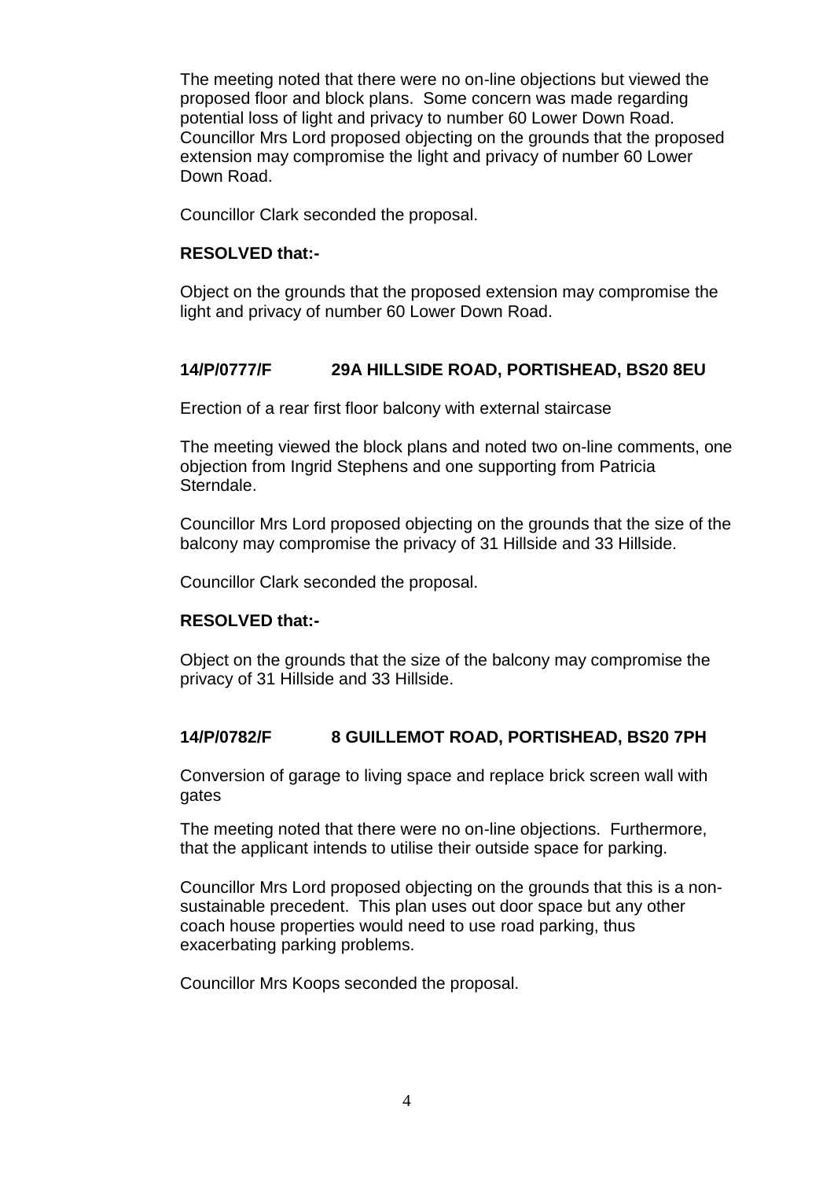The meeting noted that there were no on-line objections but viewed the proposed floor and block plans. Some concern was made regarding potential loss of light and privacy to number 60 Lower Down Road. Councillor Mrs Lord proposed objecting on the grounds that the proposed extension may compromise the light and privacy of number 60 Lower Down Road.

Councillor Clark seconded the proposal.

**RESOLVED that:-**

Object on the grounds that the proposed extension may compromise the light and privacy of number 60 Lower Down Road.

### 14/P/0777/F 29A HILLSIDE ROAD, PORTISHEAD, BS20 8EU

Erection of a rear first floor balcony with external staircase

The meeting viewed the block plans and noted two on-line comments, one objection from Ingrid Stephens and one supporting from Patricia Sterndale.

Councillor Mrs Lord proposed objecting on the grounds that the size of the balcony may compromise the privacy of 31 Hillside and 33 Hillside.

Councillor Clark seconded the proposal.

**RESOLVED that:-**

Object on the grounds that the size of the balcony may compromise the privacy of 31 Hillside and 33 Hillside.

### 14/P/0782/F 8 GUILLEMOT ROAD, PORTISHEAD, BS20 7PH

Conversion of garage to living space and replace brick screen wall with gates

The meeting noted that there were no on-line objections. Furthermore, that the applicant intends to utilise their outside space for parking.

Councillor Mrs Lord proposed objecting on the grounds that this is a non-sustainable precedent. This plan uses out door space but any other coach house properties would need to use road parking, thus exacerbating parking problems.

Councillor Mrs Koops seconded the proposal.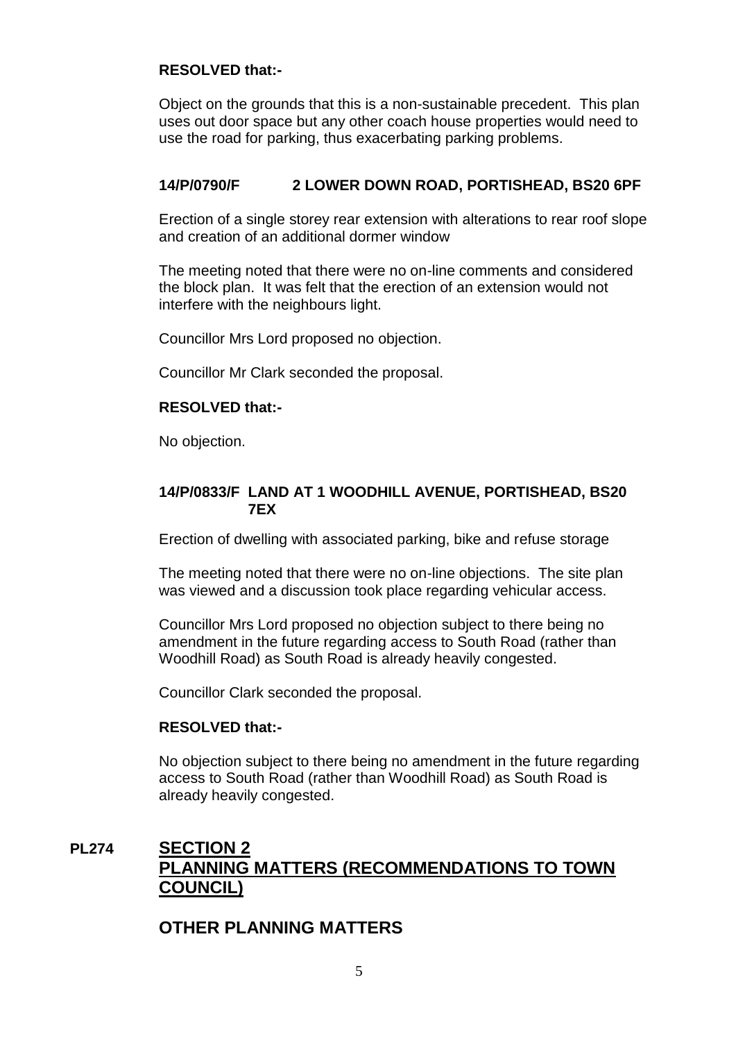**RESOLVED that:-**

Object on the grounds that this is a non-sustainable precedent. This plan uses out door space but any other coach house properties would need to use the road for parking, thus exacerbating parking problems.

**14/P/0790/F 2 LOWER DOWN ROAD, PORTISHEAD, BS20 6PF**

Erection of a single storey rear extension with alterations to rear roof slope and creation of an additional dormer window

The meeting noted that there were no on-line comments and considered the block plan. It was felt that the erection of an extension would not interfere with the neighbours light.

Councillor Mrs Lord proposed no objection.

Councillor Mr Clark seconded the proposal.

**RESOLVED that:-**

No objection.

**14/P/0833/F LAND AT 1 WOODHILL AVENUE, PORTISHEAD, BS20 7EX**

Erection of dwelling with associated parking, bike and refuse storage

The meeting noted that there were no on-line objections. The site plan was viewed and a discussion took place regarding vehicular access.

Councillor Mrs Lord proposed no objection subject to there being no amendment in the future regarding access to South Road (rather than Woodhill Road) as South Road is already heavily congested.

Councillor Clark seconded the proposal.

**RESOLVED that:-**

No objection subject to there being no amendment in the future regarding access to South Road (rather than Woodhill Road) as South Road is already heavily congested.

## PL274 SECTION 2 PLANNING MATTERS (RECOMMENDATIONS TO TOWN COUNCIL)

## OTHER PLANNING MATTERS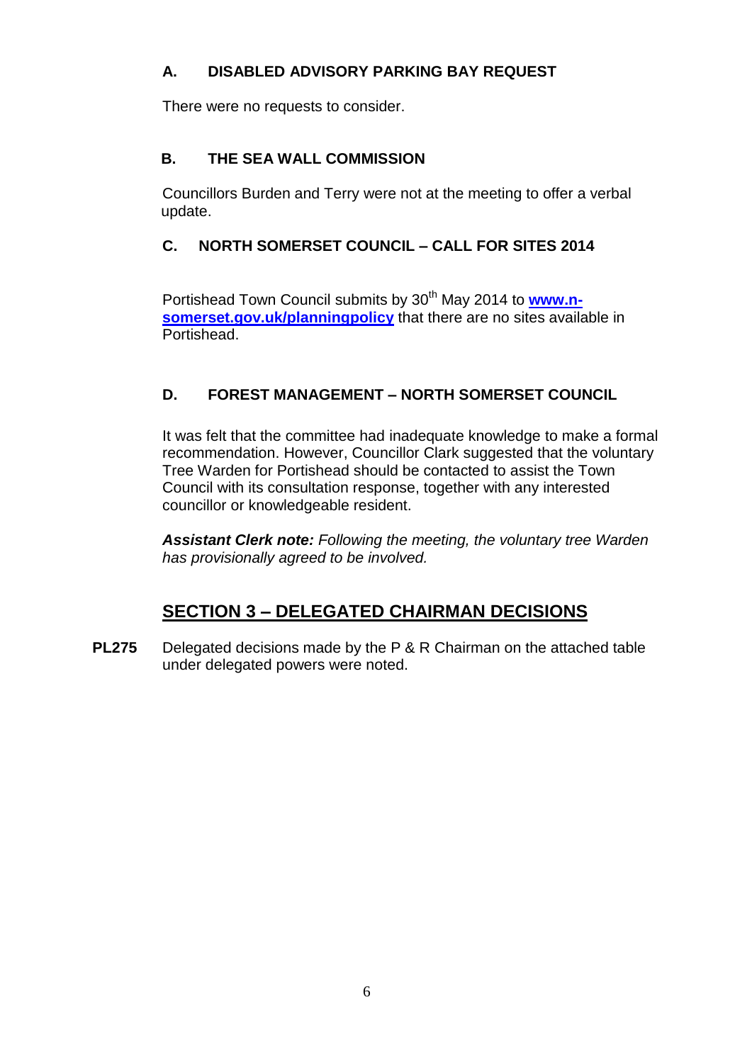### A. DISABLED ADVISORY PARKING BAY REQUEST

There were no requests to consider.

### B. THE SEA WALL COMMISSION

Councillors Burden and Terry were not at the meeting to offer a verbal update.

### C. NORTH SOMERSET COUNCIL – CALL FOR SITES 2014

Portishead Town Council submits by 30th May 2014 to **www.n-somerset.gov.uk/planningpolicy** that there are no sites available in Portishead.

### D. FOREST MANAGEMENT – NORTH SOMERSET COUNCIL

It was felt that the committee had inadequate knowledge to make a formal recommendation. However, Councillor Clark suggested that the voluntary Tree Warden for Portishead should be contacted to assist the Town Council with its consultation response, together with any interested councillor or knowledgeable resident.

***Assistant Clerk note:*** *Following the meeting, the voluntary tree Warden has provisionally agreed to be involved.*

## SECTION 3 – DELEGATED CHAIRMAN DECISIONS

**PL275** Delegated decisions made by the P & R Chairman on the attached table under delegated powers were noted.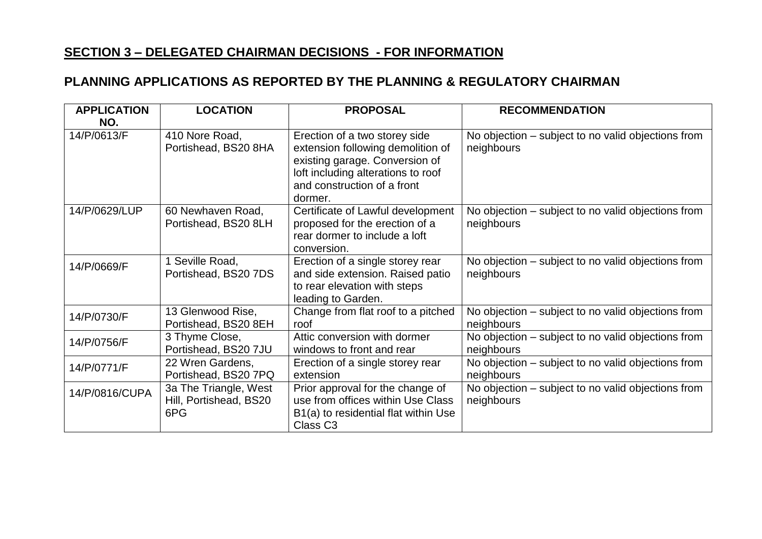## SECTION 3 – DELEGATED CHAIRMAN DECISIONS - FOR INFORMATION

### PLANNING APPLICATIONS AS REPORTED BY THE PLANNING & REGULATORY CHAIRMAN

| APPLICATION NO. | LOCATION | PROPOSAL | RECOMMENDATION |
|---|---|---|---|
| 14/P/0613/F | 410 Nore Road, Portishead, BS20 8HA | Erection of a two storey side extension following demolition of existing garage. Conversion of loft including alterations to roof and construction of a front dormer. | No objection – subject to no valid objections from neighbours |
| 14/P/0629/LUP | 60 Newhaven Road, Portishead, BS20 8LH | Certificate of Lawful development proposed for the erection of a rear dormer to include a loft conversion. | No objection – subject to no valid objections from neighbours |
| 14/P/0669/F | 1 Seville Road, Portishead, BS20 7DS | Erection of a single storey rear and side extension. Raised patio to rear elevation with steps leading to Garden. | No objection – subject to no valid objections from neighbours |
| 14/P/0730/F | 13 Glenwood Rise, Portishead, BS20 8EH | Change from flat roof to a pitched roof | No objection – subject to no valid objections from neighbours |
| 14/P/0756/F | 3 Thyme Close, Portishead, BS20 7JU | Attic conversion with dormer windows to front and rear | No objection – subject to no valid objections from neighbours |
| 14/P/0771/F | 22 Wren Gardens, Portishead, BS20 7PQ | Erection of a single storey rear extension | No objection – subject to no valid objections from neighbours |
| 14/P/0816/CUPA | 3a The Triangle, West Hill, Portishead, BS20 6PG | Prior approval for the change of use from offices within Use Class B1(a) to residential flat within Use Class C3 | No objection – subject to no valid objections from neighbours |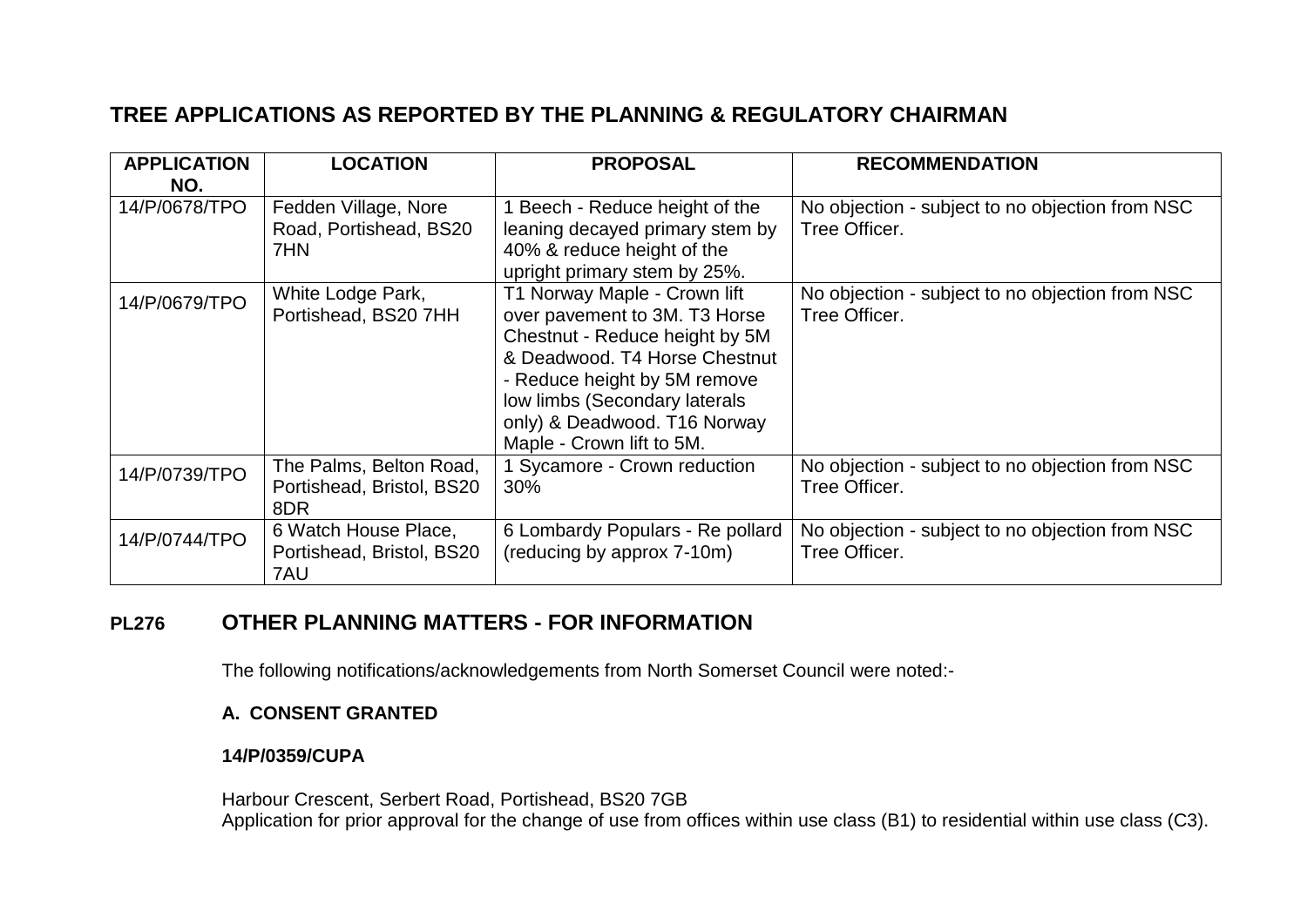## TREE APPLICATIONS AS REPORTED BY THE PLANNING & REGULATORY CHAIRMAN

| APPLICATION NO. | LOCATION | PROPOSAL | RECOMMENDATION |
|---|---|---|---|
| 14/P/0678/TPO | Fedden Village, Nore Road, Portishead, BS20 7HN | 1 Beech - Reduce height of the leaning decayed primary stem by 40% & reduce height of the upright primary stem by 25%. | No objection - subject to no objection from NSC Tree Officer. |
| 14/P/0679/TPO | White Lodge Park, Portishead, BS20 7HH | T1 Norway Maple - Crown lift over pavement to 3M. T3 Horse Chestnut - Reduce height by 5M & Deadwood. T4 Horse Chestnut - Reduce height by 5M remove low limbs (Secondary laterals only) & Deadwood. T16 Norway Maple - Crown lift to 5M. | No objection - subject to no objection from NSC Tree Officer. |
| 14/P/0739/TPO | The Palms, Belton Road, Portishead, Bristol, BS20 8DR | 1 Sycamore - Crown reduction 30% | No objection - subject to no objection from NSC Tree Officer. |
| 14/P/0744/TPO | 6 Watch House Place, Portishead, Bristol, BS20 7AU | 6 Lombardy Populars - Re pollard (reducing by approx 7-10m) | No objection - subject to no objection from NSC Tree Officer. |

## PL276 OTHER PLANNING MATTERS - FOR INFORMATION

The following notifications/acknowledgements from North Somerset Council were noted:-

**A. CONSENT GRANTED**

**14/P/0359/CUPA**

Harbour Crescent, Serbert Road, Portishead, BS20 7GB
Application for prior approval for the change of use from offices within use class (B1) to residential within use class (C3).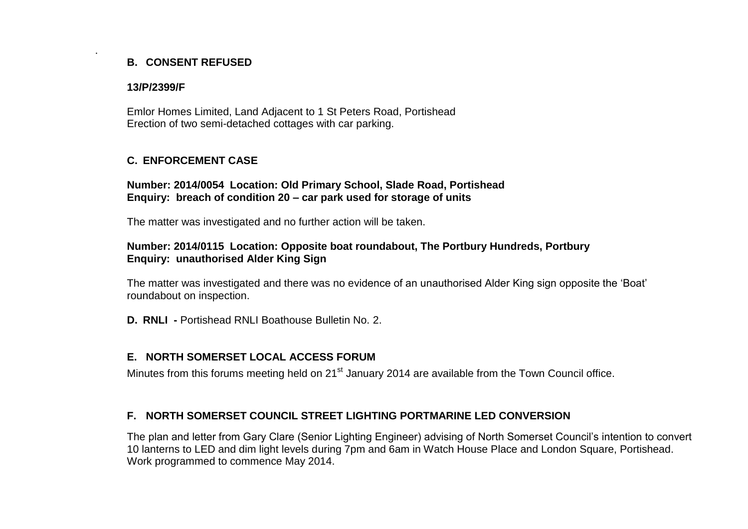## B. CONSENT REFUSED

**13/P/2399/F**

Emlor Homes Limited, Land Adjacent to 1 St Peters Road, Portishead
Erection of two semi-detached cottages with car parking.

## C. ENFORCEMENT CASE

**Number: 2014/0054 Location: Old Primary School, Slade Road, Portishead**
**Enquiry: breach of condition 20 – car park used for storage of units**

The matter was investigated and no further action will be taken.

**Number: 2014/0115 Location: Opposite boat roundabout, The Portbury Hundreds, Portbury**
**Enquiry: unauthorised Alder King Sign**

The matter was investigated and there was no evidence of an unauthorised Alder King sign opposite the 'Boat' roundabout on inspection.

**D. RNLI -** Portishead RNLI Boathouse Bulletin No. 2.

## E. NORTH SOMERSET LOCAL ACCESS FORUM

Minutes from this forums meeting held on 21st January 2014 are available from the Town Council office.

## F. NORTH SOMERSET COUNCIL STREET LIGHTING PORTMARINE LED CONVERSION

The plan and letter from Gary Clare (Senior Lighting Engineer) advising of North Somerset Council's intention to convert 10 lanterns to LED and dim light levels during 7pm and 6am in Watch House Place and London Square, Portishead. Work programmed to commence May 2014.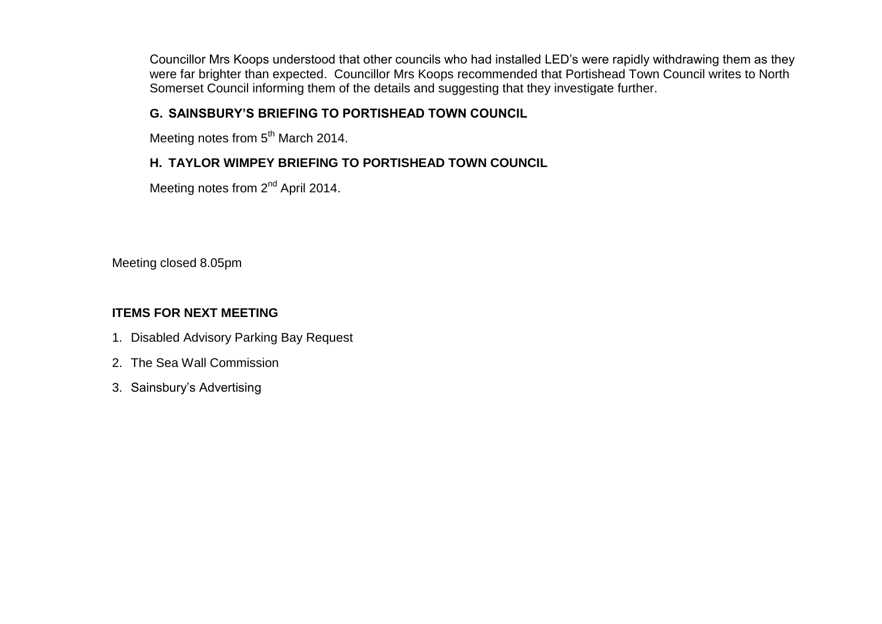Councillor Mrs Koops understood that other councils who had installed LED's were rapidly withdrawing them as they were far brighter than expected. Councillor Mrs Koops recommended that Portishead Town Council writes to North Somerset Council informing them of the details and suggesting that they investigate further.

### G. SAINSBURY'S BRIEFING TO PORTISHEAD TOWN COUNCIL

Meeting notes from 5th March 2014.

### H. TAYLOR WIMPEY BRIEFING TO PORTISHEAD TOWN COUNCIL

Meeting notes from 2nd April 2014.

Meeting closed 8.05pm

**ITEMS FOR NEXT MEETING**

1. Disabled Advisory Parking Bay Request
2. The Sea Wall Commission
3. Sainsbury's Advertising